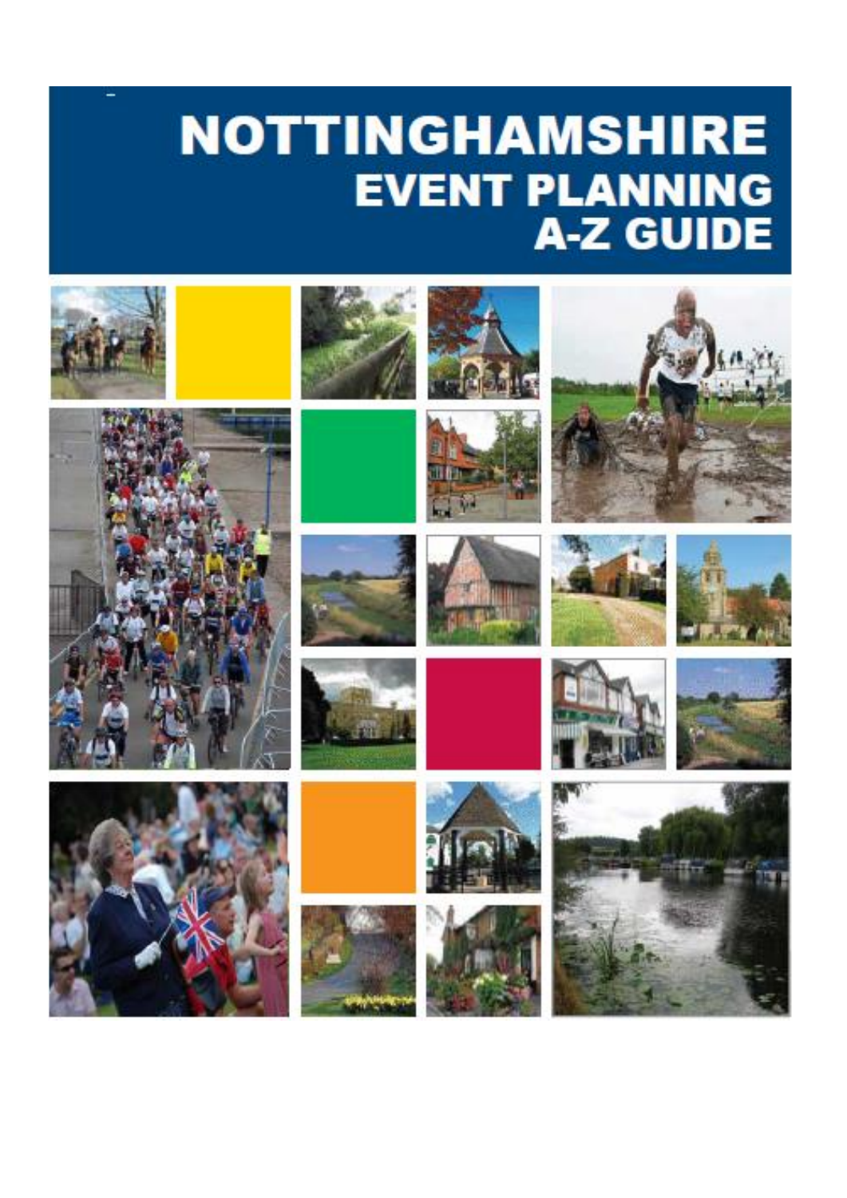# NOTTINGHAMSHIRE

## EVENT PLANNING A-Z GUIDE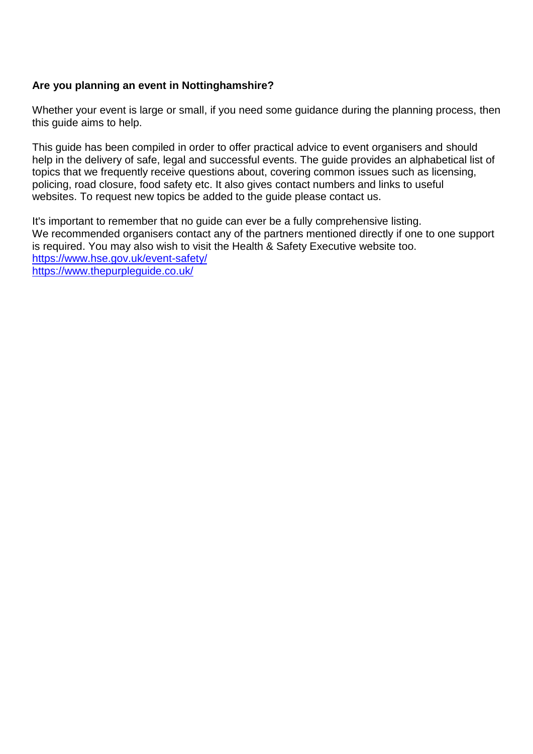**Are you planning an event in Nottinghamshire?**

Whether your event is large or small, if you need some guidance during the planning process, then this guide aims to help.

This guide has been compiled in order to offer practical advice to event organisers and should help in the delivery of safe, legal and successful events. The guide provides an alphabetical list of topics that we frequently receive questions about, covering common issues such as licensing, policing, road closure, food safety etc. It also gives contact numbers and links to useful websites. To request new topics be added to the guide please contact us.

It's important to remember that no guide can ever be a fully comprehensive listing.
We recommended organisers contact any of the partners mentioned directly if one to one support is required. You may also wish to visit the Health & Safety Executive website too.
https://www.hse.gov.uk/event-safety/
https://www.thepurpleguide.co.uk/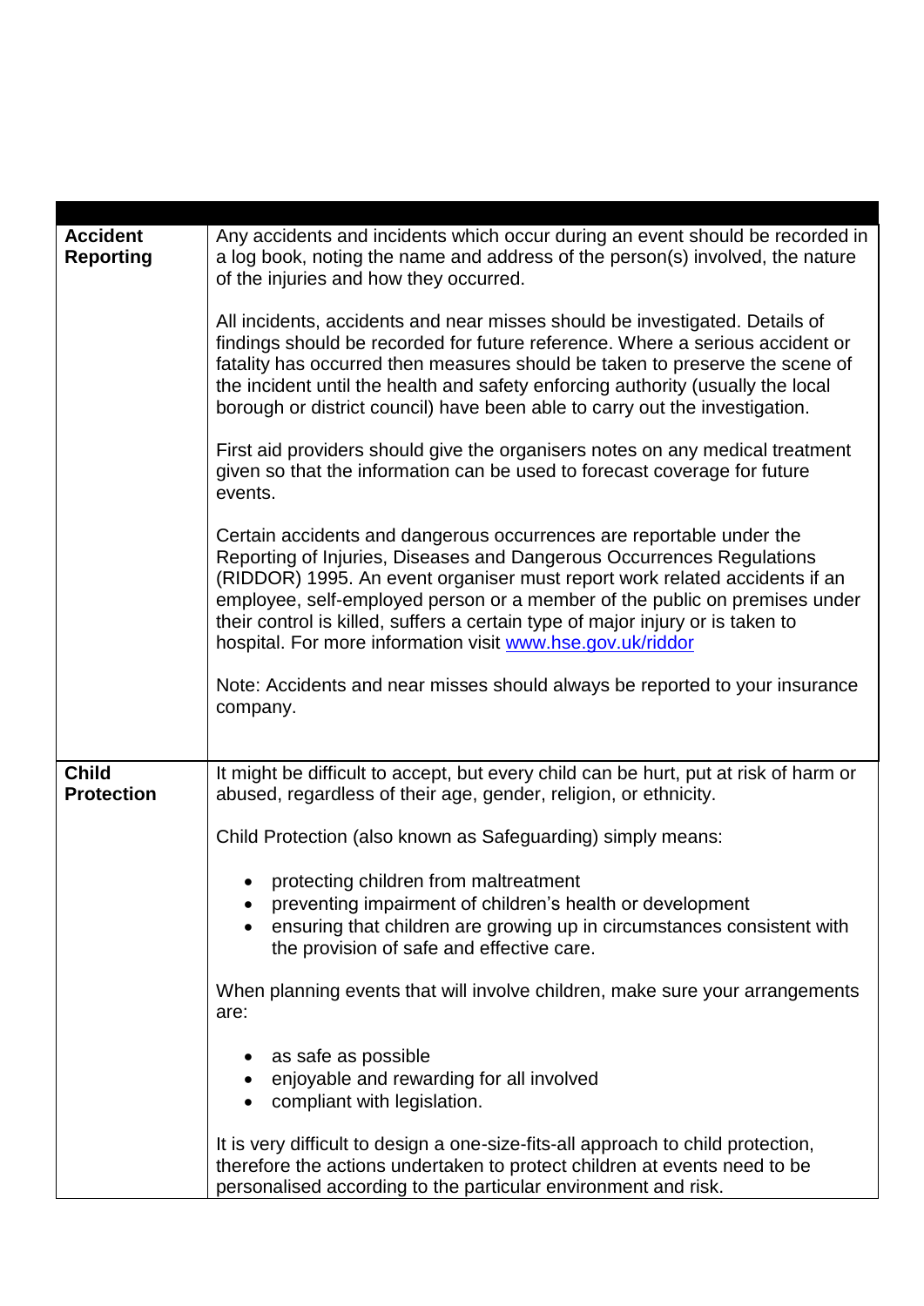| | |
|---|---|
| **Accident Reporting** | Any accidents and incidents which occur during an event should be recorded in a log book, noting the name and address of the person(s) involved, the nature of the injuries and how they occurred.<br><br>All incidents, accidents and near misses should be investigated. Details of findings should be recorded for future reference. Where a serious accident or fatality has occurred then measures should be taken to preserve the scene of the incident until the health and safety enforcing authority (usually the local borough or district council) have been able to carry out the investigation.<br><br>First aid providers should give the organisers notes on any medical treatment given so that the information can be used to forecast coverage for future events.<br><br>Certain accidents and dangerous occurrences are reportable under the Reporting of Injuries, Diseases and Dangerous Occurrences Regulations (RIDDOR) 1995. An event organiser must report work related accidents if an employee, self-employed person or a member of the public on premises under their control is killed, suffers a certain type of major injury or is taken to hospital. For more information visit [www.hse.gov.uk/riddor](http://www.hse.gov.uk/riddor)<br><br>Note: Accidents and near misses should always be reported to your insurance company. |
| **Child Protection** | It might be difficult to accept, but every child can be hurt, put at risk of harm or abused, regardless of their age, gender, religion, or ethnicity.<br><br>Child Protection (also known as Safeguarding) simply means:<br><br>• protecting children from maltreatment<br>• preventing impairment of children's health or development<br>• ensuring that children are growing up in circumstances consistent with the provision of safe and effective care.<br><br>When planning events that will involve children, make sure your arrangements are:<br><br>• as safe as possible<br>• enjoyable and rewarding for all involved<br>• compliant with legislation.<br><br>It is very difficult to design a one-size-fits-all approach to child protection, therefore the actions undertaken to protect children at events need to be personalised according to the particular environment and risk. |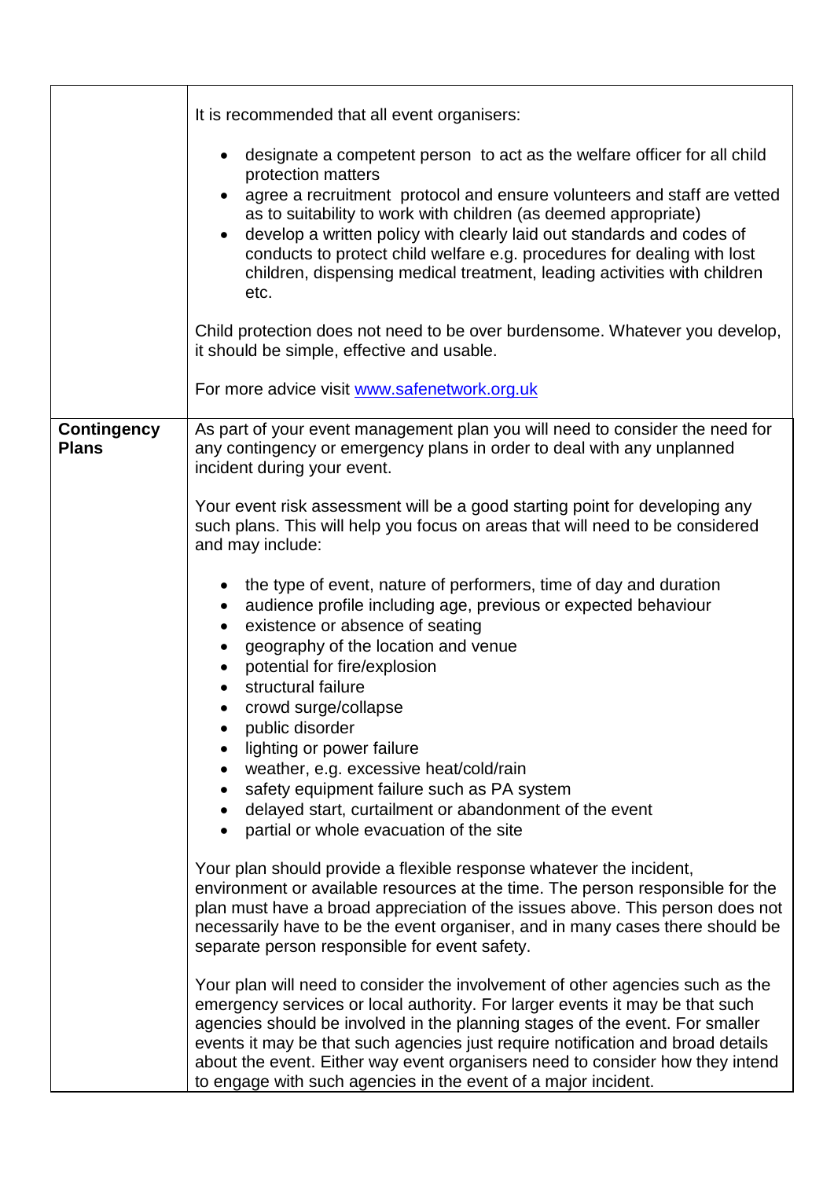| | |
|---|---|
| | It is recommended that all event organisers:<br><br>• designate a competent person to act as the welfare officer for all child protection matters<br>• agree a recruitment protocol and ensure volunteers and staff are vetted as to suitability to work with children (as deemed appropriate)<br>• develop a written policy with clearly laid out standards and codes of conducts to protect child welfare e.g. procedures for dealing with lost children, dispensing medical treatment, leading activities with children etc.<br><br>Child protection does not need to be over burdensome. Whatever you develop, it should be simple, effective and usable.<br><br>For more advice visit [www.safenetwork.org.uk](http://www.safenetwork.org.uk) |
| **Contingency Plans** | As part of your event management plan you will need to consider the need for any contingency or emergency plans in order to deal with any unplanned incident during your event.<br><br>Your event risk assessment will be a good starting point for developing any such plans. This will help you focus on areas that will need to be considered and may include:<br><br>• the type of event, nature of performers, time of day and duration<br>• audience profile including age, previous or expected behaviour<br>• existence or absence of seating<br>• geography of the location and venue<br>• potential for fire/explosion<br>• structural failure<br>• crowd surge/collapse<br>• public disorder<br>• lighting or power failure<br>• weather, e.g. excessive heat/cold/rain<br>• safety equipment failure such as PA system<br>• delayed start, curtailment or abandonment of the event<br>• partial or whole evacuation of the site<br><br>Your plan should provide a flexible response whatever the incident, environment or available resources at the time. The person responsible for the plan must have a broad appreciation of the issues above. This person does not necessarily have to be the event organiser, and in many cases there should be separate person responsible for event safety.<br><br>Your plan will need to consider the involvement of other agencies such as the emergency services or local authority. For larger events it may be that such agencies should be involved in the planning stages of the event. For smaller events it may be that such agencies just require notification and broad details about the event. Either way event organisers need to consider how they intend to engage with such agencies in the event of a major incident. |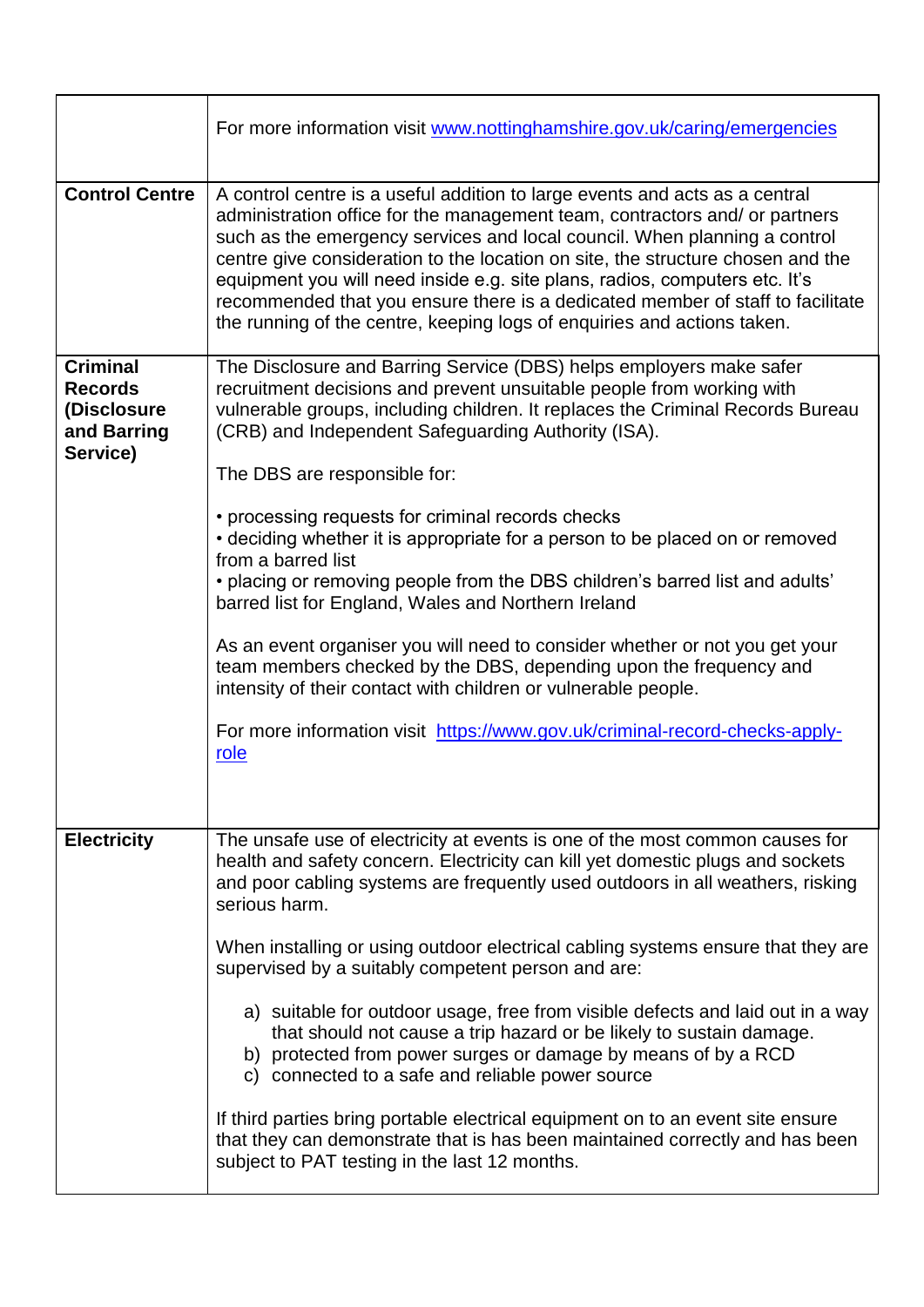| | |
|---|---|
| | For more information visit [www.nottinghamshire.gov.uk/caring/emergencies](http://www.nottinghamshire.gov.uk/caring/emergencies) |
| **Control Centre** | A control centre is a useful addition to large events and acts as a central administration office for the management team, contractors and/ or partners such as the emergency services and local council. When planning a control centre give consideration to the location on site, the structure chosen and the equipment you will need inside e.g. site plans, radios, computers etc. It's recommended that you ensure there is a dedicated member of staff to facilitate the running of the centre, keeping logs of enquiries and actions taken. |
| **Criminal Records (Disclosure and Barring Service)** | The Disclosure and Barring Service (DBS) helps employers make safer recruitment decisions and prevent unsuitable people from working with vulnerable groups, including children. It replaces the Criminal Records Bureau (CRB) and Independent Safeguarding Authority (ISA).<br><br>The DBS are responsible for:<br><br>• processing requests for criminal records checks<br>• deciding whether it is appropriate for a person to be placed on or removed from a barred list<br>• placing or removing people from the DBS children's barred list and adults' barred list for England, Wales and Northern Ireland<br><br>As an event organiser you will need to consider whether or not you get your team members checked by the DBS, depending upon the frequency and intensity of their contact with children or vulnerable people.<br><br>For more information visit [https://www.gov.uk/criminal-record-checks-apply-role](https://www.gov.uk/criminal-record-checks-apply-role) |
| **Electricity** | The unsafe use of electricity at events is one of the most common causes for health and safety concern. Electricity can kill yet domestic plugs and sockets and poor cabling systems are frequently used outdoors in all weathers, risking serious harm.<br><br>When installing or using outdoor electrical cabling systems ensure that they are supervised by a suitably competent person and are:<br><br>a) suitable for outdoor usage, free from visible defects and laid out in a way that should not cause a trip hazard or be likely to sustain damage.<br>b) protected from power surges or damage by means of by a RCD<br>c) connected to a safe and reliable power source<br><br>If third parties bring portable electrical equipment on to an event site ensure that they can demonstrate that is has been maintained correctly and has been subject to PAT testing in the last 12 months. |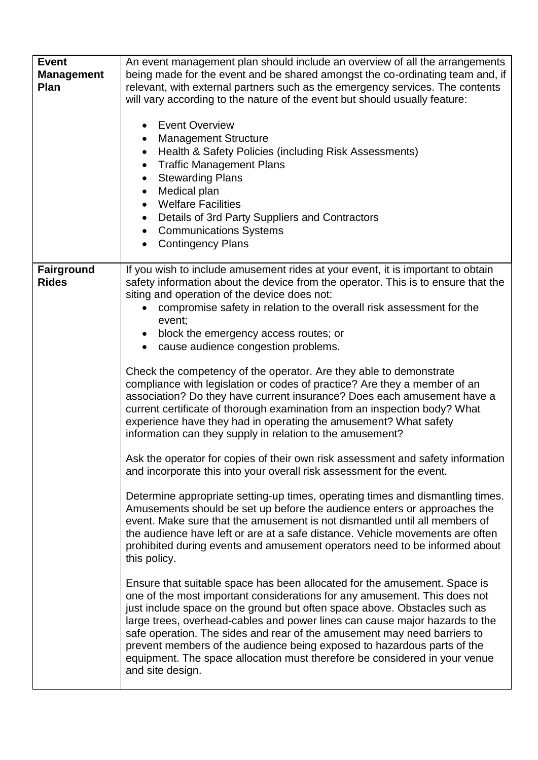| | |
|---|---|
| **Event Management Plan** | An event management plan should include an overview of all the arrangements being made for the event and be shared amongst the co-ordinating team and, if relevant, with external partners such as the emergency services. The contents will vary according to the nature of the event but should usually feature:<br><br>• Event Overview<br>• Management Structure<br>• Health & Safety Policies (including Risk Assessments)<br>• Traffic Management Plans<br>• Stewarding Plans<br>• Medical plan<br>• Welfare Facilities<br>• Details of 3rd Party Suppliers and Contractors<br>• Communications Systems<br>• Contingency Plans |
| **Fairground Rides** | If you wish to include amusement rides at your event, it is important to obtain safety information about the device from the operator. This is to ensure that the siting and operation of the device does not:<br>• compromise safety in relation to the overall risk assessment for the event;<br>• block the emergency access routes; or<br>• cause audience congestion problems.<br><br>Check the competency of the operator. Are they able to demonstrate compliance with legislation or codes of practice? Are they a member of an association? Do they have current insurance? Does each amusement have a current certificate of thorough examination from an inspection body? What experience have they had in operating the amusement? What safety information can they supply in relation to the amusement?<br><br>Ask the operator for copies of their own risk assessment and safety information and incorporate this into your overall risk assessment for the event.<br><br>Determine appropriate setting-up times, operating times and dismantling times. Amusements should be set up before the audience enters or approaches the event. Make sure that the amusement is not dismantled until all members of the audience have left or are at a safe distance. Vehicle movements are often prohibited during events and amusement operators need to be informed about this policy.<br><br>Ensure that suitable space has been allocated for the amusement. Space is one of the most important considerations for any amusement. This does not just include space on the ground but often space above. Obstacles such as large trees, overhead-cables and power lines can cause major hazards to the safe operation. The sides and rear of the amusement may need barriers to prevent members of the audience being exposed to hazardous parts of the equipment. The space allocation must therefore be considered in your venue and site design. |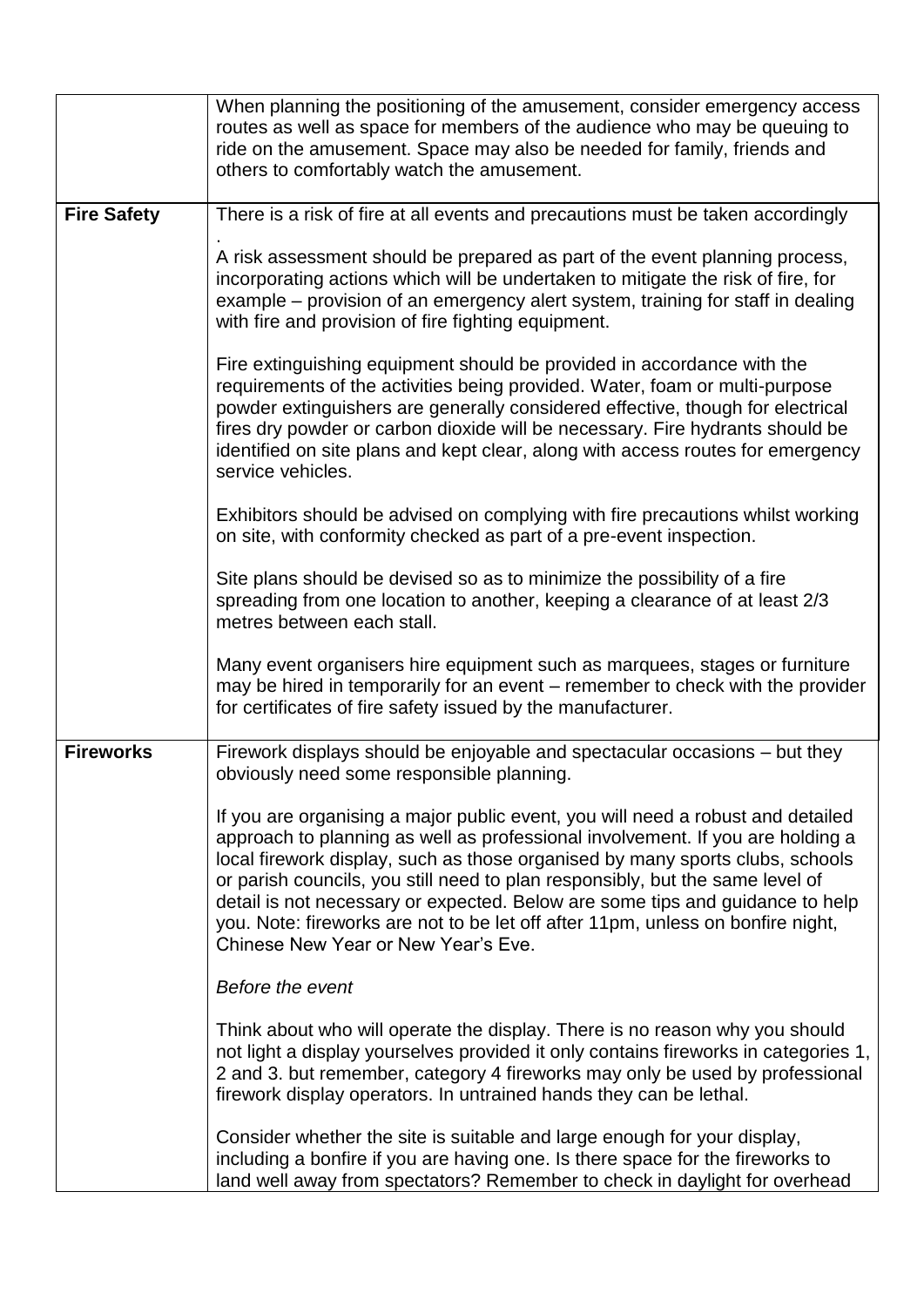| | |
|---|---|
| | When planning the positioning of the amusement, consider emergency access routes as well as space for members of the audience who may be queuing to ride on the amusement. Space may also be needed for family, friends and others to comfortably watch the amusement. |
| **Fire Safety** | There is a risk of fire at all events and precautions must be taken accordingly .<br><br>A risk assessment should be prepared as part of the event planning process, incorporating actions which will be undertaken to mitigate the risk of fire, for example – provision of an emergency alert system, training for staff in dealing with fire and provision of fire fighting equipment.<br><br>Fire extinguishing equipment should be provided in accordance with the requirements of the activities being provided. Water, foam or multi-purpose powder extinguishers are generally considered effective, though for electrical fires dry powder or carbon dioxide will be necessary. Fire hydrants should be identified on site plans and kept clear, along with access routes for emergency service vehicles.<br><br>Exhibitors should be advised on complying with fire precautions whilst working on site, with conformity checked as part of a pre-event inspection.<br><br>Site plans should be devised so as to minimize the possibility of a fire spreading from one location to another, keeping a clearance of at least 2/3 metres between each stall.<br><br>Many event organisers hire equipment such as marquees, stages or furniture may be hired in temporarily for an event – remember to check with the provider for certificates of fire safety issued by the manufacturer. |
| **Fireworks** | Firework displays should be enjoyable and spectacular occasions – but they obviously need some responsible planning.<br><br>If you are organising a major public event, you will need a robust and detailed approach to planning as well as professional involvement. If you are holding a local firework display, such as those organised by many sports clubs, schools or parish councils, you still need to plan responsibly, but the same level of detail is not necessary or expected. Below are some tips and guidance to help you. Note: fireworks are not to be let off after 11pm, unless on bonfire night, Chinese New Year or New Year's Eve.<br><br>*Before the event*<br><br>Think about who will operate the display. There is no reason why you should not light a display yourselves provided it only contains fireworks in categories 1, 2 and 3. but remember, category 4 fireworks may only be used by professional firework display operators. In untrained hands they can be lethal.<br><br>Consider whether the site is suitable and large enough for your display, including a bonfire if you are having one. Is there space for the fireworks to land well away from spectators? Remember to check in daylight for overhead |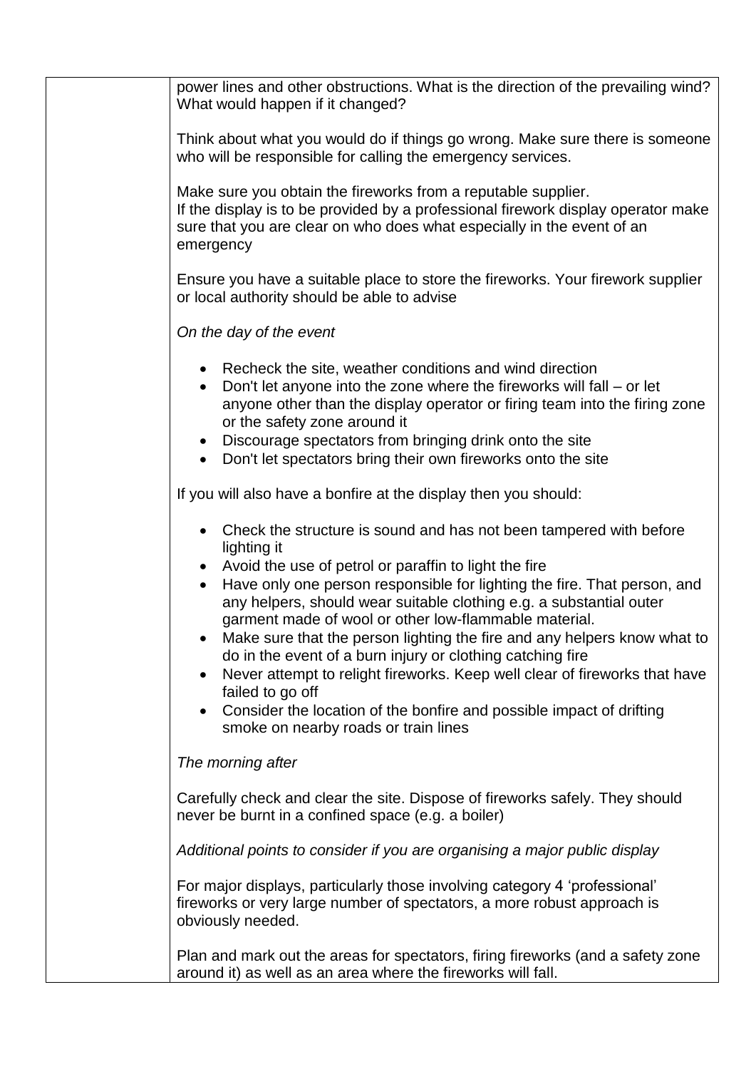power lines and other obstructions. What is the direction of the prevailing wind? What would happen if it changed?

Think about what you would do if things go wrong. Make sure there is someone who will be responsible for calling the emergency services.

Make sure you obtain the fireworks from a reputable supplier.
If the display is to be provided by a professional firework display operator make sure that you are clear on who does what especially in the event of an emergency

Ensure you have a suitable place to store the fireworks. Your firework supplier or local authority should be able to advise

*On the day of the event*

- Recheck the site, weather conditions and wind direction
- Don't let anyone into the zone where the fireworks will fall – or let anyone other than the display operator or firing team into the firing zone or the safety zone around it
- Discourage spectators from bringing drink onto the site
- Don't let spectators bring their own fireworks onto the site

If you will also have a bonfire at the display then you should:

- Check the structure is sound and has not been tampered with before lighting it
- Avoid the use of petrol or paraffin to light the fire
- Have only one person responsible for lighting the fire. That person, and any helpers, should wear suitable clothing e.g. a substantial outer garment made of wool or other low-flammable material.
- Make sure that the person lighting the fire and any helpers know what to do in the event of a burn injury or clothing catching fire
- Never attempt to relight fireworks. Keep well clear of fireworks that have failed to go off
- Consider the location of the bonfire and possible impact of drifting smoke on nearby roads or train lines

*The morning after*

Carefully check and clear the site. Dispose of fireworks safely. They should never be burnt in a confined space (e.g. a boiler)

*Additional points to consider if you are organising a major public display*

For major displays, particularly those involving category 4 'professional' fireworks or very large number of spectators, a more robust approach is obviously needed.

Plan and mark out the areas for spectators, firing fireworks (and a safety zone around it) as well as an area where the fireworks will fall.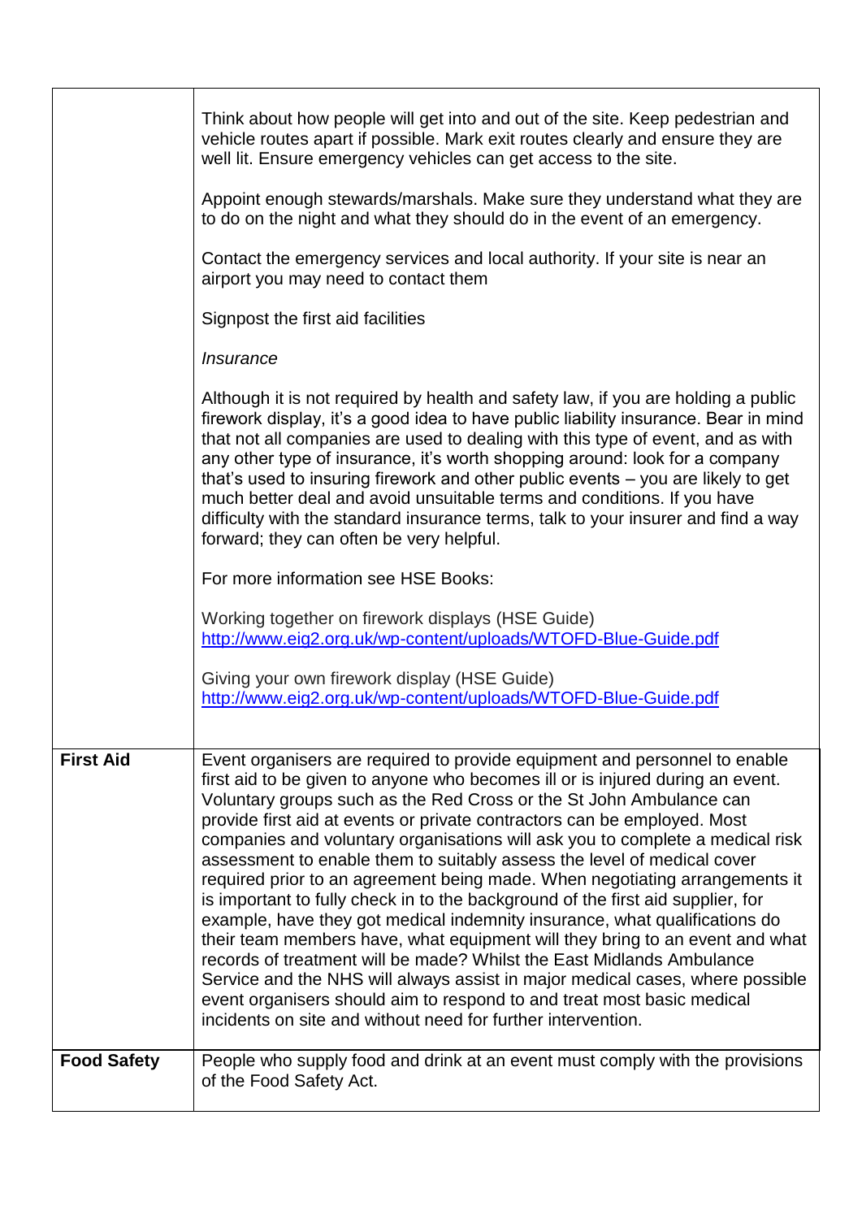| | |
|---|---|
| | Think about how people will get into and out of the site. Keep pedestrian and vehicle routes apart if possible. Mark exit routes clearly and ensure they are well lit. Ensure emergency vehicles can get access to the site.<br><br>Appoint enough stewards/marshals. Make sure they understand what they are to do on the night and what they should do in the event of an emergency.<br><br>Contact the emergency services and local authority. If your site is near an airport you may need to contact them<br><br>Signpost the first aid facilities<br><br>*Insurance*<br><br>Although it is not required by health and safety law, if you are holding a public firework display, it's a good idea to have public liability insurance. Bear in mind that not all companies are used to dealing with this type of event, and as with any other type of insurance, it's worth shopping around: look for a company that's used to insuring firework and other public events – you are likely to get much better deal and avoid unsuitable terms and conditions. If you have difficulty with the standard insurance terms, talk to your insurer and find a way forward; they can often be very helpful.<br><br>For more information see HSE Books:<br><br>Working together on firework displays (HSE Guide) [http://www.eig2.org.uk/wp-content/uploads/WTOFD-Blue-Guide.pdf](http://www.eig2.org.uk/wp-content/uploads/WTOFD-Blue-Guide.pdf)<br><br>Giving your own firework display (HSE Guide) [http://www.eig2.org.uk/wp-content/uploads/WTOFD-Blue-Guide.pdf](http://www.eig2.org.uk/wp-content/uploads/WTOFD-Blue-Guide.pdf) |
| **First Aid** | Event organisers are required to provide equipment and personnel to enable first aid to be given to anyone who becomes ill or is injured during an event. Voluntary groups such as the Red Cross or the St John Ambulance can provide first aid at events or private contractors can be employed. Most companies and voluntary organisations will ask you to complete a medical risk assessment to enable them to suitably assess the level of medical cover required prior to an agreement being made. When negotiating arrangements it is important to fully check in to the background of the first aid supplier, for example, have they got medical indemnity insurance, what qualifications do their team members have, what equipment will they bring to an event and what records of treatment will be made? Whilst the East Midlands Ambulance Service and the NHS will always assist in major medical cases, where possible event organisers should aim to respond to and treat most basic medical incidents on site and without need for further intervention. |
| **Food Safety** | People who supply food and drink at an event must comply with the provisions of the Food Safety Act. |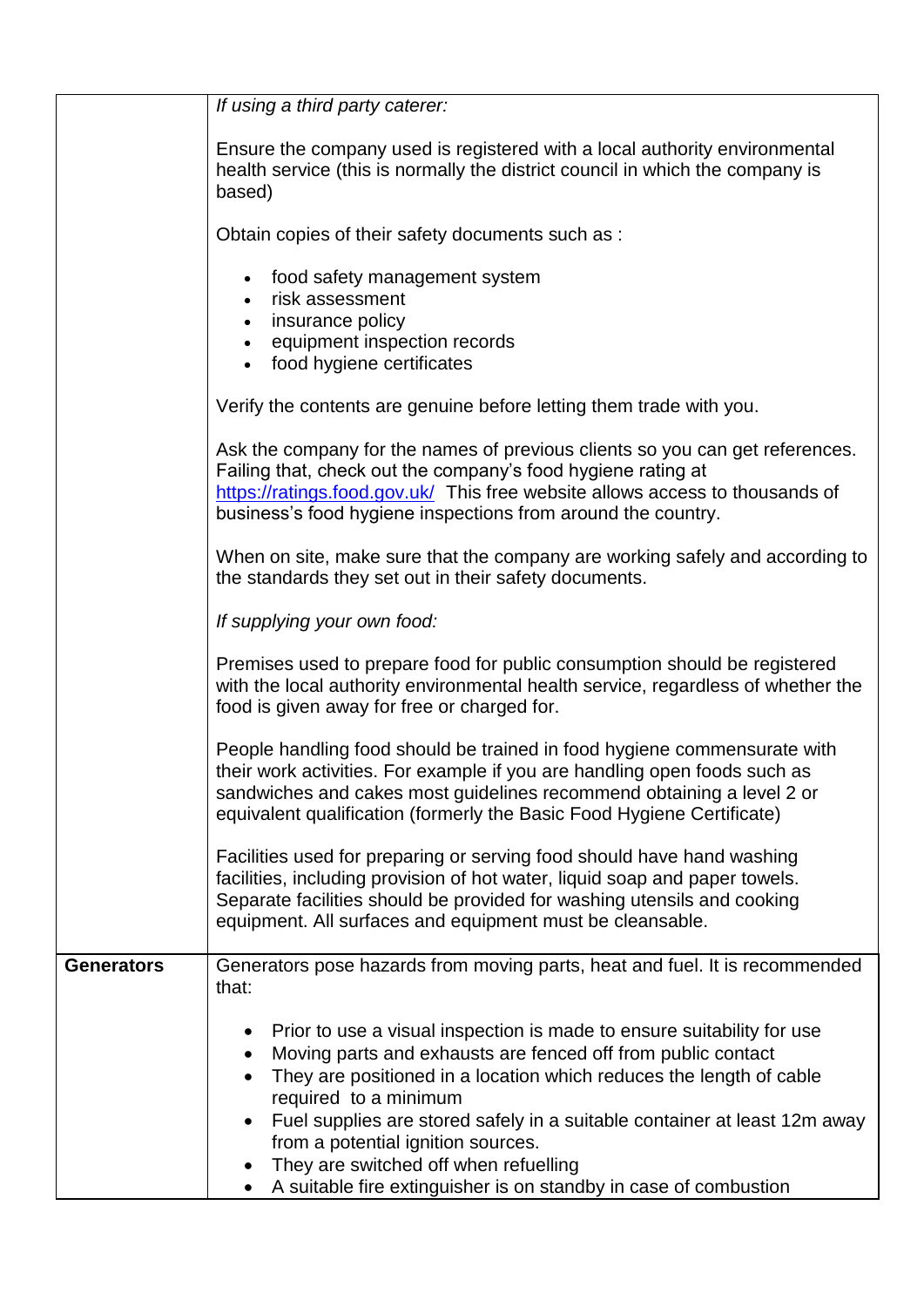| | |
|---|---|
| | *If using a third party caterer:*<br><br>Ensure the company used is registered with a local authority environmental health service (this is normally the district council in which the company is based)<br><br>Obtain copies of their safety documents such as :<br><br>• food safety management system<br>• risk assessment<br>• insurance policy<br>• equipment inspection records<br>• food hygiene certificates<br><br>Verify the contents are genuine before letting them trade with you.<br><br>Ask the company for the names of previous clients so you can get references. Failing that, check out the company's food hygiene rating at [https://ratings.food.gov.uk/](https://ratings.food.gov.uk/) This free website allows access to thousands of business's food hygiene inspections from around the country.<br><br>When on site, make sure that the company are working safely and according to the standards they set out in their safety documents.<br><br>*If supplying your own food:*<br><br>Premises used to prepare food for public consumption should be registered with the local authority environmental health service, regardless of whether the food is given away for free or charged for.<br><br>People handling food should be trained in food hygiene commensurate with their work activities. For example if you are handling open foods such as sandwiches and cakes most guidelines recommend obtaining a level 2 or equivalent qualification (formerly the Basic Food Hygiene Certificate)<br><br>Facilities used for preparing or serving food should have hand washing facilities, including provision of hot water, liquid soap and paper towels. Separate facilities should be provided for washing utensils and cooking equipment. All surfaces and equipment must be cleansable. |
| **Generators** | Generators pose hazards from moving parts, heat and fuel. It is recommended that:<br><br>• Prior to use a visual inspection is made to ensure suitability for use<br>• Moving parts and exhausts are fenced off from public contact<br>• They are positioned in a location which reduces the length of cable required to a minimum<br>• Fuel supplies are stored safely in a suitable container at least 12m away from a potential ignition sources.<br>• They are switched off when refuelling<br>• A suitable fire extinguisher is on standby in case of combustion |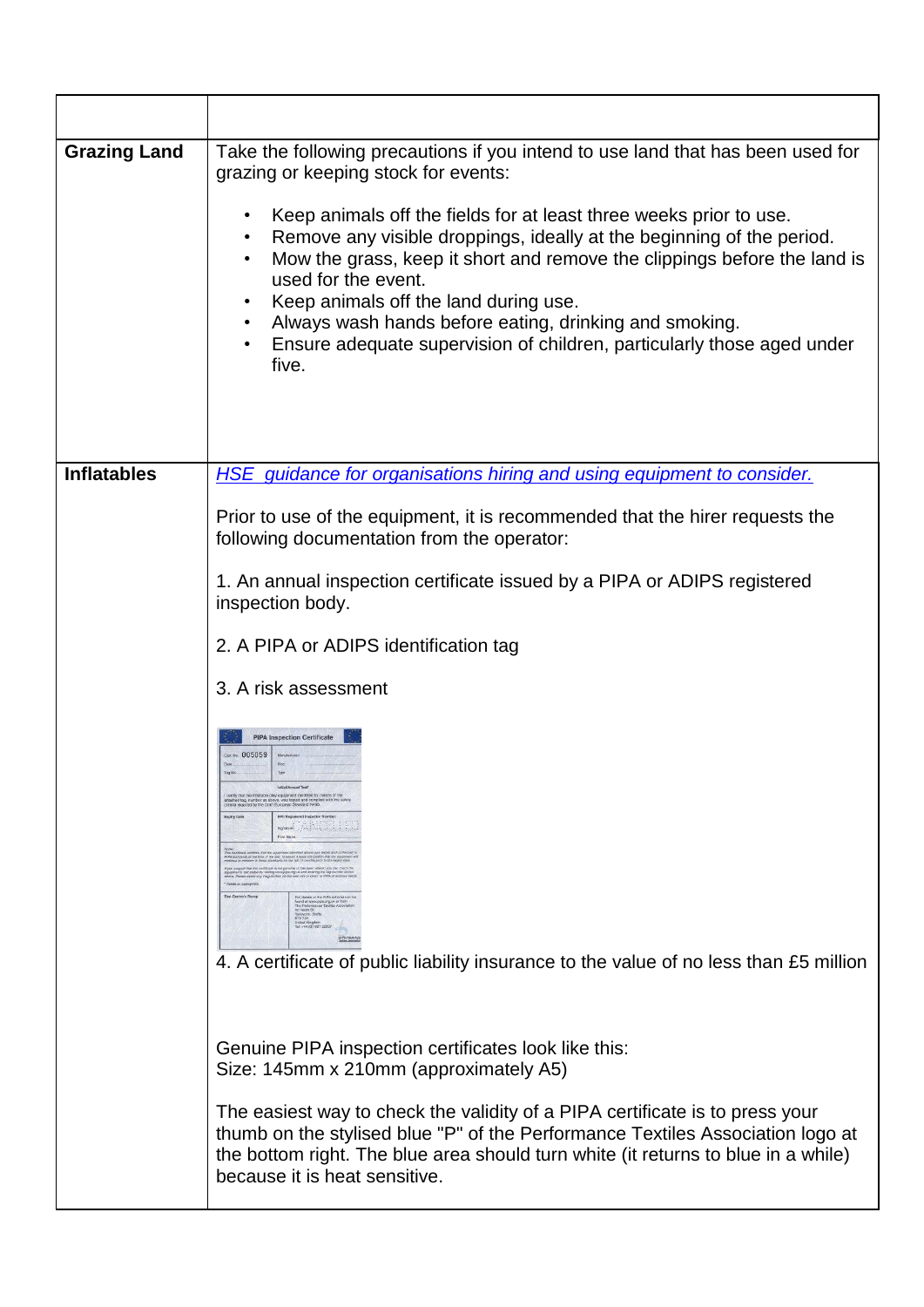| | |
|---|---|
| **Grazing Land** | Take the following precautions if you intend to use land that has been used for grazing or keeping stock for events:<br><br>• Keep animals off the fields for at least three weeks prior to use.<br>• Remove any visible droppings, ideally at the beginning of the period.<br>• Mow the grass, keep it short and remove the clippings before the land is used for the event.<br>• Keep animals off the land during use.<br>• Always wash hands before eating, drinking and smoking.<br>• Ensure adequate supervision of children, particularly those aged under five. |
| **Inflatables** | *HSE guidance for organisations hiring and using equipment to consider.*<br><br>Prior to use of the equipment, it is recommended that the hirer requests the following documentation from the operator:<br><br>1. An annual inspection certificate issued by a PIPA or ADIPS registered inspection body.<br><br>2. A PIPA or ADIPS identification tag<br><br>3. A risk assessment<br><br>4. A certificate of public liability insurance to the value of no less than £5 million<br><br>Genuine PIPA inspection certificates look like this:<br>Size: 145mm x 210mm (approximately A5)<br><br>The easiest way to check the validity of a PIPA certificate is to press your thumb on the stylised blue "P" of the Performance Textiles Association logo at the bottom right. The blue area should turn white (it returns to blue in a while) because it is heat sensitive. |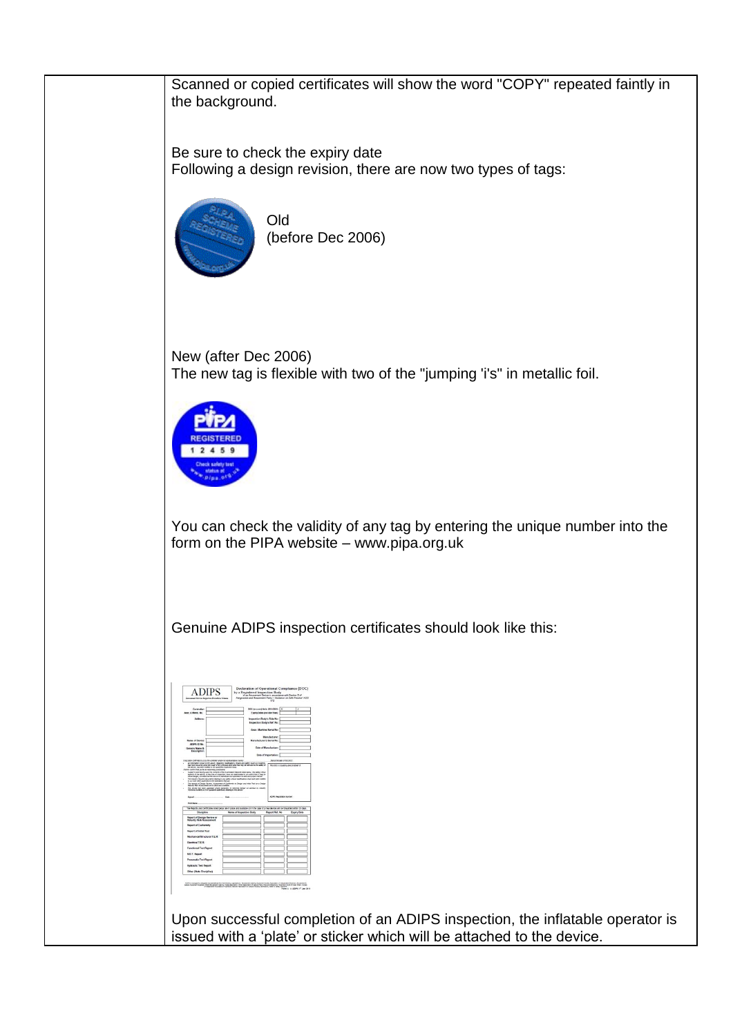Scanned or copied certificates will show the word "COPY" repeated faintly in the background.

Be sure to check the expiry date

Following a design revision, there are now two types of tags:

Old
(before Dec 2006)

New (after Dec 2006)

The new tag is flexible with two of the "jumping 'i's" in metallic foil.

You can check the validity of any tag by entering the unique number into the form on the PIPA website – www.pipa.org.uk

Genuine ADIPS inspection certificates should look like this:

Upon successful completion of an ADIPS inspection, the inflatable operator is issued with a 'plate' or sticker which will be attached to the device.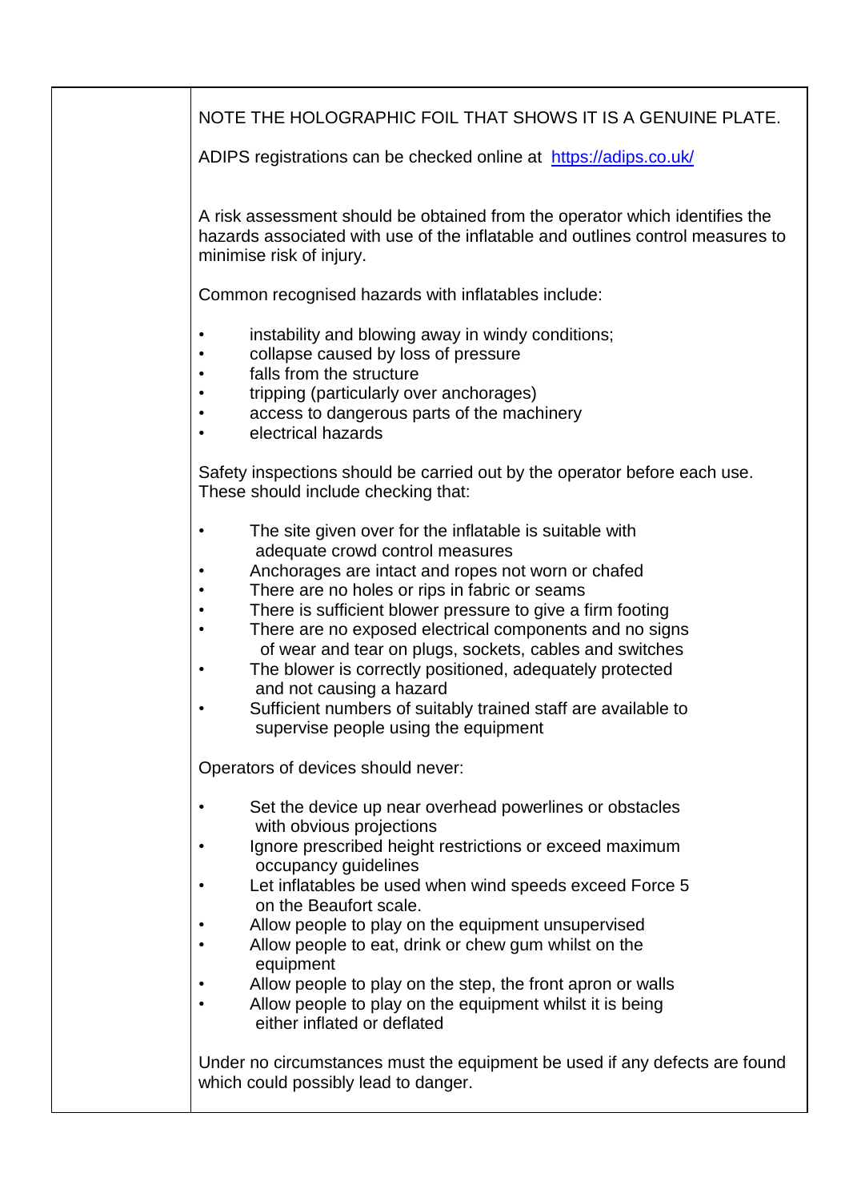NOTE THE HOLOGRAPHIC FOIL THAT SHOWS IT IS A GENUINE PLATE.

ADIPS registrations can be checked online at [https://adips.co.uk/](https://adips.co.uk/)

A risk assessment should be obtained from the operator which identifies the hazards associated with use of the inflatable and outlines control measures to minimise risk of injury.

Common recognised hazards with inflatables include:

- instability and blowing away in windy conditions;
- collapse caused by loss of pressure
- falls from the structure
- tripping (particularly over anchorages)
- access to dangerous parts of the machinery
- electrical hazards

Safety inspections should be carried out by the operator before each use. These should include checking that:

- The site given over for the inflatable is suitable with adequate crowd control measures
- Anchorages are intact and ropes not worn or chafed
- There are no holes or rips in fabric or seams
- There is sufficient blower pressure to give a firm footing
- There are no exposed electrical components and no signs of wear and tear on plugs, sockets, cables and switches
- The blower is correctly positioned, adequately protected and not causing a hazard
- Sufficient numbers of suitably trained staff are available to supervise people using the equipment

Operators of devices should never:

- Set the device up near overhead powerlines or obstacles with obvious projections
- Ignore prescribed height restrictions or exceed maximum occupancy guidelines
- Let inflatables be used when wind speeds exceed Force 5 on the Beaufort scale.
- Allow people to play on the equipment unsupervised
- Allow people to eat, drink or chew gum whilst on the equipment
- Allow people to play on the step, the front apron or walls
- Allow people to play on the equipment whilst it is being either inflated or deflated

Under no circumstances must the equipment be used if any defects are found which could possibly lead to danger.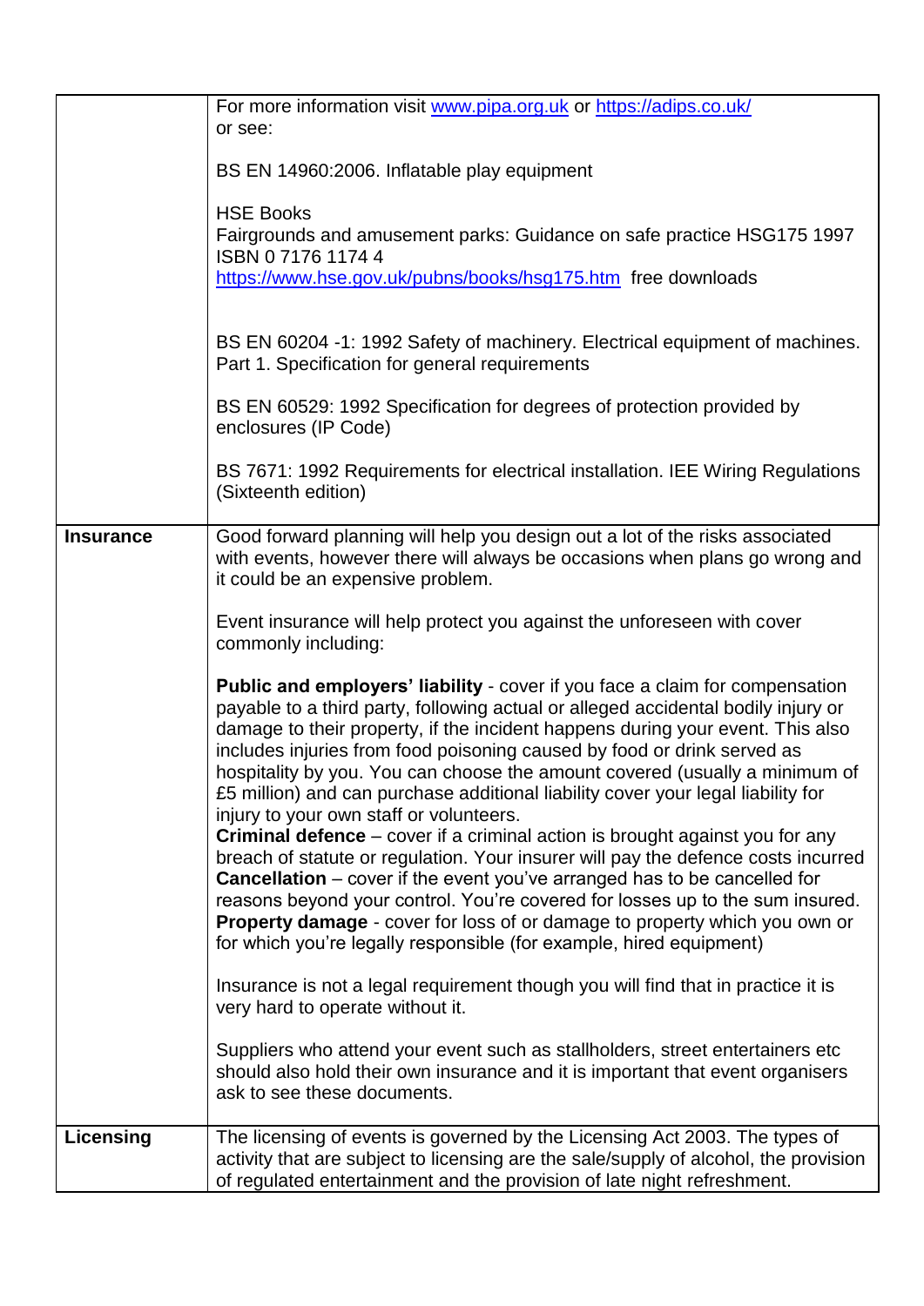| | |
|---|---|
| | For more information visit www.pipa.org.uk or https://adips.co.uk/<br>or see:<br><br>BS EN 14960:2006. Inflatable play equipment<br><br>HSE Books<br>Fairgrounds and amusement parks: Guidance on safe practice HSG175 1997 ISBN 0 7176 1174 4<br>https://www.hse.gov.uk/pubns/books/hsg175.htm free downloads<br><br>BS EN 60204 -1: 1992 Safety of machinery. Electrical equipment of machines. Part 1. Specification for general requirements<br><br>BS EN 60529: 1992 Specification for degrees of protection provided by enclosures (IP Code)<br><br>BS 7671: 1992 Requirements for electrical installation. IEE Wiring Regulations (Sixteenth edition) |
| **Insurance** | Good forward planning will help you design out a lot of the risks associated with events, however there will always be occasions when plans go wrong and it could be an expensive problem.<br><br>Event insurance will help protect you against the unforeseen with cover commonly including:<br><br>**Public and employers' liability** - cover if you face a claim for compensation payable to a third party, following actual or alleged accidental bodily injury or damage to their property, if the incident happens during your event. This also includes injuries from food poisoning caused by food or drink served as hospitality by you. You can choose the amount covered (usually a minimum of £5 million) and can purchase additional liability cover your legal liability for injury to your own staff or volunteers.<br>**Criminal defence** – cover if a criminal action is brought against you for any breach of statute or regulation. Your insurer will pay the defence costs incurred<br>**Cancellation** – cover if the event you've arranged has to be cancelled for reasons beyond your control. You're covered for losses up to the sum insured.<br>**Property damage** - cover for loss of or damage to property which you own or for which you're legally responsible (for example, hired equipment)<br><br>Insurance is not a legal requirement though you will find that in practice it is very hard to operate without it.<br><br>Suppliers who attend your event such as stallholders, street entertainers etc should also hold their own insurance and it is important that event organisers ask to see these documents. |
| **Licensing** | The licensing of events is governed by the Licensing Act 2003. The types of activity that are subject to licensing are the sale/supply of alcohol, the provision of regulated entertainment and the provision of late night refreshment. |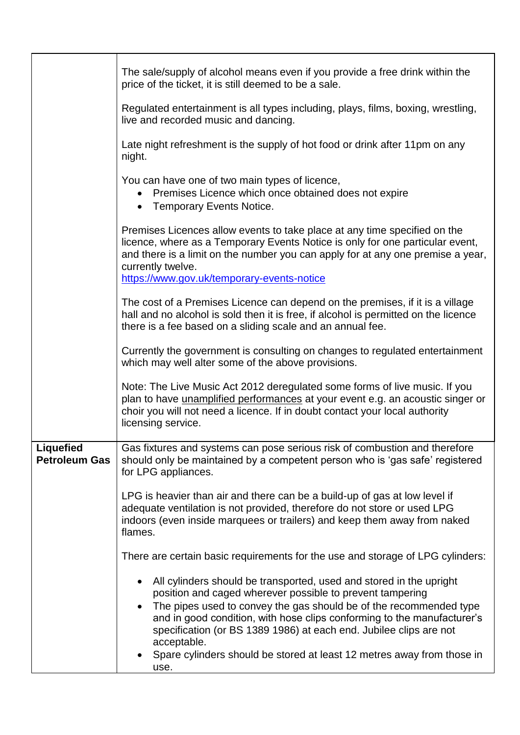| | |
|---|---|
| | The sale/supply of alcohol means even if you provide a free drink within the price of the ticket, it is still deemed to be a sale.<br><br>Regulated entertainment is all types including, plays, films, boxing, wrestling, live and recorded music and dancing.<br><br>Late night refreshment is the supply of hot food or drink after 11pm on any night.<br><br>You can have one of two main types of licence,<br>• Premises Licence which once obtained does not expire<br>• Temporary Events Notice.<br><br>Premises Licences allow events to take place at any time specified on the licence, where as a Temporary Events Notice is only for one particular event, and there is a limit on the number you can apply for at any one premise a year, currently twelve.<br>https://www.gov.uk/temporary-events-notice<br><br>The cost of a Premises Licence can depend on the premises, if it is a village hall and no alcohol is sold then it is free, if alcohol is permitted on the licence there is a fee based on a sliding scale and an annual fee.<br><br>Currently the government is consulting on changes to regulated entertainment which may well alter some of the above provisions.<br><br>Note: The Live Music Act 2012 deregulated some forms of live music. If you plan to have unamplified performances at your event e.g. an acoustic singer or choir you will not need a licence. If in doubt contact your local authority licensing service. |
| **Liquefied Petroleum Gas** | Gas fixtures and systems can pose serious risk of combustion and therefore should only be maintained by a competent person who is 'gas safe' registered for LPG appliances.<br><br>LPG is heavier than air and there can be a build-up of gas at low level if adequate ventilation is not provided, therefore do not store or used LPG indoors (even inside marquees or trailers) and keep them away from naked flames.<br><br>There are certain basic requirements for the use and storage of LPG cylinders:<br><br>• All cylinders should be transported, used and stored in the upright position and caged wherever possible to prevent tampering<br>• The pipes used to convey the gas should be of the recommended type and in good condition, with hose clips conforming to the manufacturer's specification (or BS 1389 1986) at each end. Jubilee clips are not acceptable.<br>• Spare cylinders should be stored at least 12 metres away from those in use. |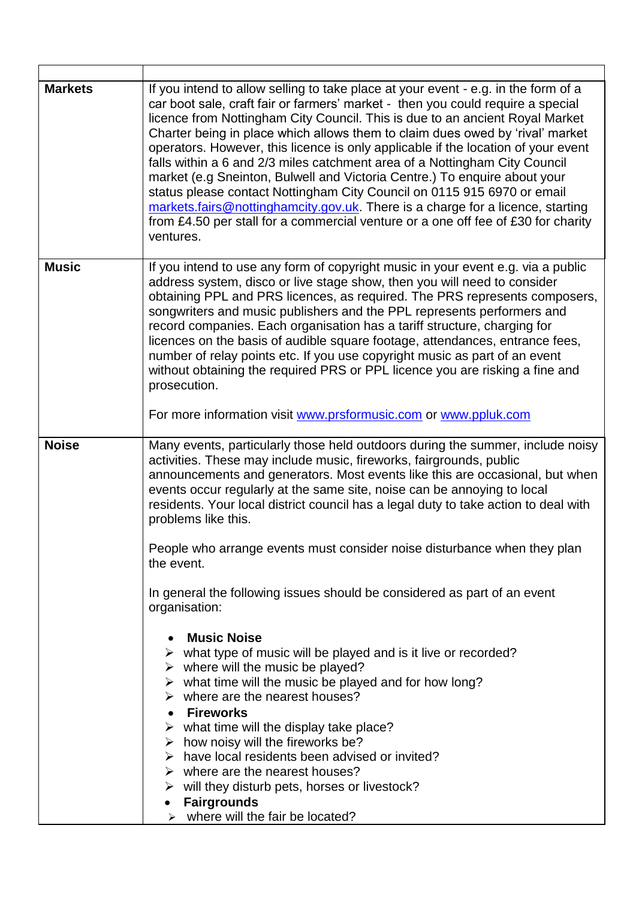| | |
|---|---|
| **Markets** | If you intend to allow selling to take place at your event - e.g. in the form of a car boot sale, craft fair or farmers' market - then you could require a special licence from Nottingham City Council. This is due to an ancient Royal Market Charter being in place which allows them to claim dues owed by 'rival' market operators. However, this licence is only applicable if the location of your event falls within a 6 and 2/3 miles catchment area of a Nottingham City Council market (e.g Sneinton, Bulwell and Victoria Centre.) To enquire about your status please contact Nottingham City Council on 0115 915 6970 or email markets.fairs@nottinghamcity.gov.uk. There is a charge for a licence, starting from £4.50 per stall for a commercial venture or a one off fee of £30 for charity ventures. |
| **Music** | If you intend to use any form of copyright music in your event e.g. via a public address system, disco or live stage show, then you will need to consider obtaining PPL and PRS licences, as required. The PRS represents composers, songwriters and music publishers and the PPL represents performers and record companies. Each organisation has a tariff structure, charging for licences on the basis of audible square footage, attendances, entrance fees, number of relay points etc. If you use copyright music as part of an event without obtaining the required PRS or PPL licence you are risking a fine and prosecution.<br><br>For more information visit www.prsformusic.com or www.ppluk.com |
| **Noise** | Many events, particularly those held outdoors during the summer, include noisy activities. These may include music, fireworks, fairgrounds, public announcements and generators. Most events like this are occasional, but when events occur regularly at the same site, noise can be annoying to local residents. Your local district council has a legal duty to take action to deal with problems like this.<br><br>People who arrange events must consider noise disturbance when they plan the event.<br><br>In general the following issues should be considered as part of an event organisation:<br><br>• **Music Noise**<br>➢ what type of music will be played and is it live or recorded?<br>➢ where will the music be played?<br>➢ what time will the music be played and for how long?<br>➢ where are the nearest houses?<br>• **Fireworks**<br>➢ what time will the display take place?<br>➢ how noisy will the fireworks be?<br>➢ have local residents been advised or invited?<br>➢ where are the nearest houses?<br>➢ will they disturb pets, horses or livestock?<br>• **Fairgrounds**<br>➢ where will the fair be located? |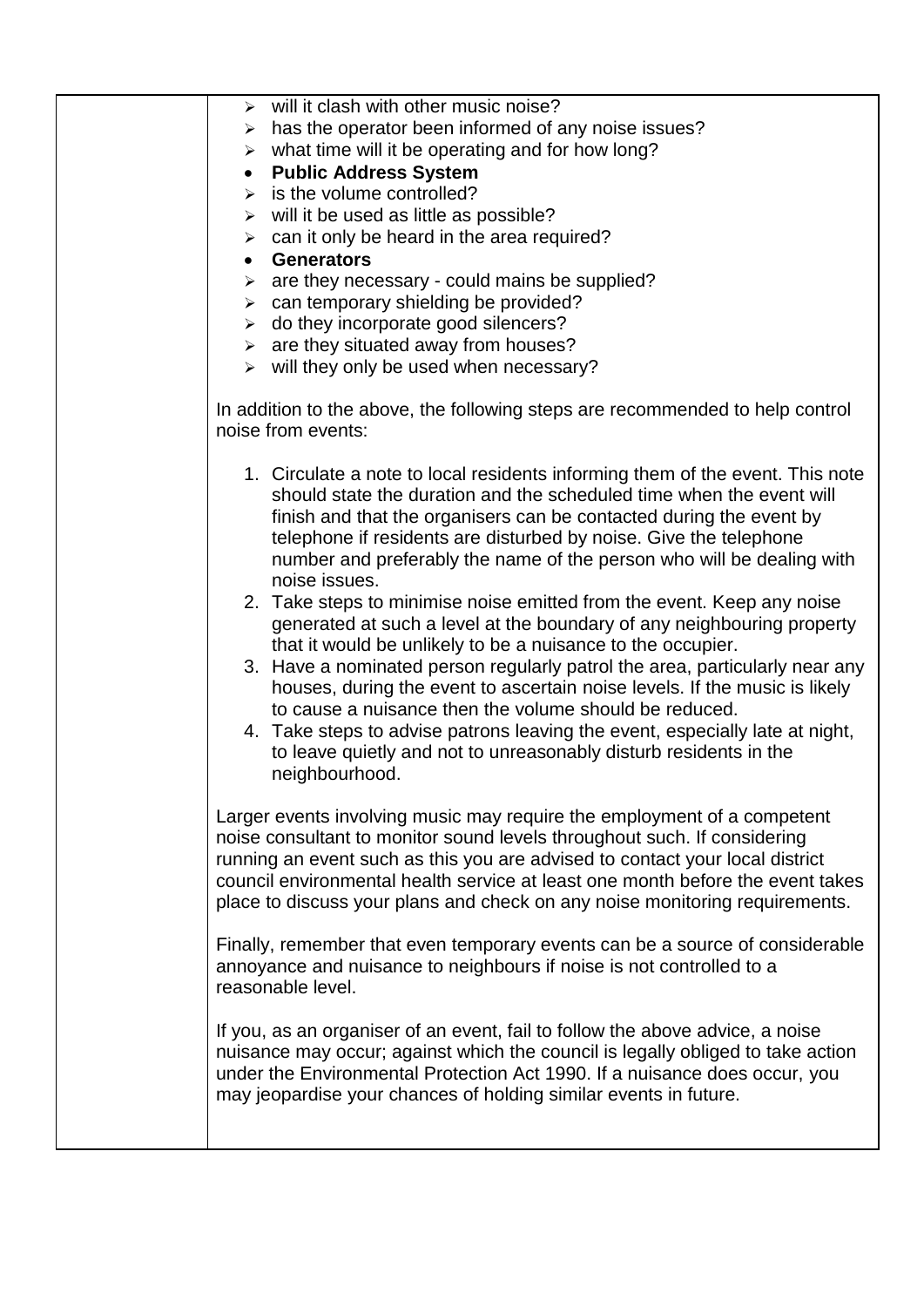- will it clash with other music noise?
- has the operator been informed of any noise issues?
- what time will it be operating and for how long?

- **Public Address System**
  - is the volume controlled?
  - will it be used as little as possible?
  - can it only be heard in the area required?

- **Generators**
  - are they necessary - could mains be supplied?
  - can temporary shielding be provided?
  - do they incorporate good silencers?
  - are they situated away from houses?
  - will they only be used when necessary?

In addition to the above, the following steps are recommended to help control noise from events:

1. Circulate a note to local residents informing them of the event. This note should state the duration and the scheduled time when the event will finish and that the organisers can be contacted during the event by telephone if residents are disturbed by noise. Give the telephone number and preferably the name of the person who will be dealing with noise issues.
2. Take steps to minimise noise emitted from the event. Keep any noise generated at such a level at the boundary of any neighbouring property that it would be unlikely to be a nuisance to the occupier.
3. Have a nominated person regularly patrol the area, particularly near any houses, during the event to ascertain noise levels. If the music is likely to cause a nuisance then the volume should be reduced.
4. Take steps to advise patrons leaving the event, especially late at night, to leave quietly and not to unreasonably disturb residents in the neighbourhood.

Larger events involving music may require the employment of a competent noise consultant to monitor sound levels throughout such. If considering running an event such as this you are advised to contact your local district council environmental health service at least one month before the event takes place to discuss your plans and check on any noise monitoring requirements.

Finally, remember that even temporary events can be a source of considerable annoyance and nuisance to neighbours if noise is not controlled to a reasonable level.

If you, as an organiser of an event, fail to follow the above advice, a noise nuisance may occur; against which the council is legally obliged to take action under the Environmental Protection Act 1990. If a nuisance does occur, you may jeopardise your chances of holding similar events in future.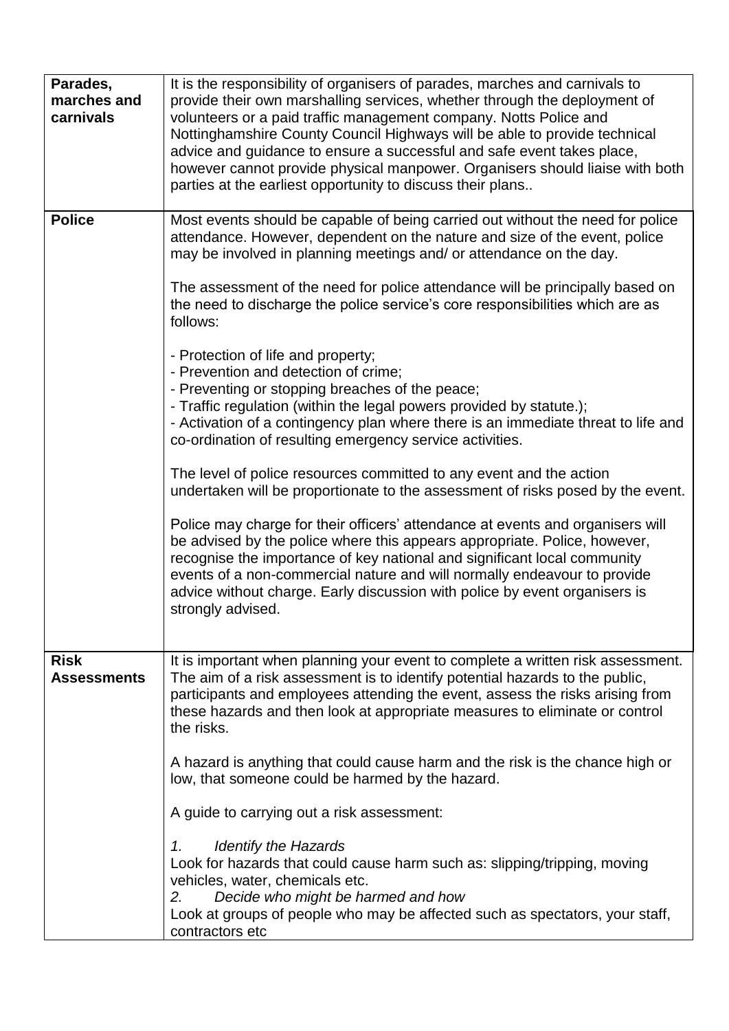| | |
|---|---|
| **Parades, marches and carnivals** | It is the responsibility of organisers of parades, marches and carnivals to provide their own marshalling services, whether through the deployment of volunteers or a paid traffic management company. Notts Police and Nottinghamshire County Council Highways will be able to provide technical advice and guidance to ensure a successful and safe event takes place, however cannot provide physical manpower. Organisers should liaise with both parties at the earliest opportunity to discuss their plans.. |
| **Police** | Most events should be capable of being carried out without the need for police attendance. However, dependent on the nature and size of the event, police may be involved in planning meetings and/ or attendance on the day.<br><br>The assessment of the need for police attendance will be principally based on the need to discharge the police service's core responsibilities which are as follows:<br><br>- Protection of life and property;<br>- Prevention and detection of crime;<br>- Preventing or stopping breaches of the peace;<br>- Traffic regulation (within the legal powers provided by statute.);<br>- Activation of a contingency plan where there is an immediate threat to life and co-ordination of resulting emergency service activities.<br><br>The level of police resources committed to any event and the action undertaken will be proportionate to the assessment of risks posed by the event.<br><br>Police may charge for their officers' attendance at events and organisers will be advised by the police where this appears appropriate. Police, however, recognise the importance of key national and significant local community events of a non-commercial nature and will normally endeavour to provide advice without charge. Early discussion with police by event organisers is strongly advised. |
| **Risk Assessments** | It is important when planning your event to complete a written risk assessment. The aim of a risk assessment is to identify potential hazards to the public, participants and employees attending the event, assess the risks arising from these hazards and then look at appropriate measures to eliminate or control the risks.<br><br>A hazard is anything that could cause harm and the risk is the chance high or low, that someone could be harmed by the hazard.<br><br>A guide to carrying out a risk assessment:<br><br>1. *Identify the Hazards*<br>Look for hazards that could cause harm such as: slipping/tripping, moving vehicles, water, chemicals etc.<br>2. *Decide who might be harmed and how*<br>Look at groups of people who may be affected such as spectators, your staff, contractors etc |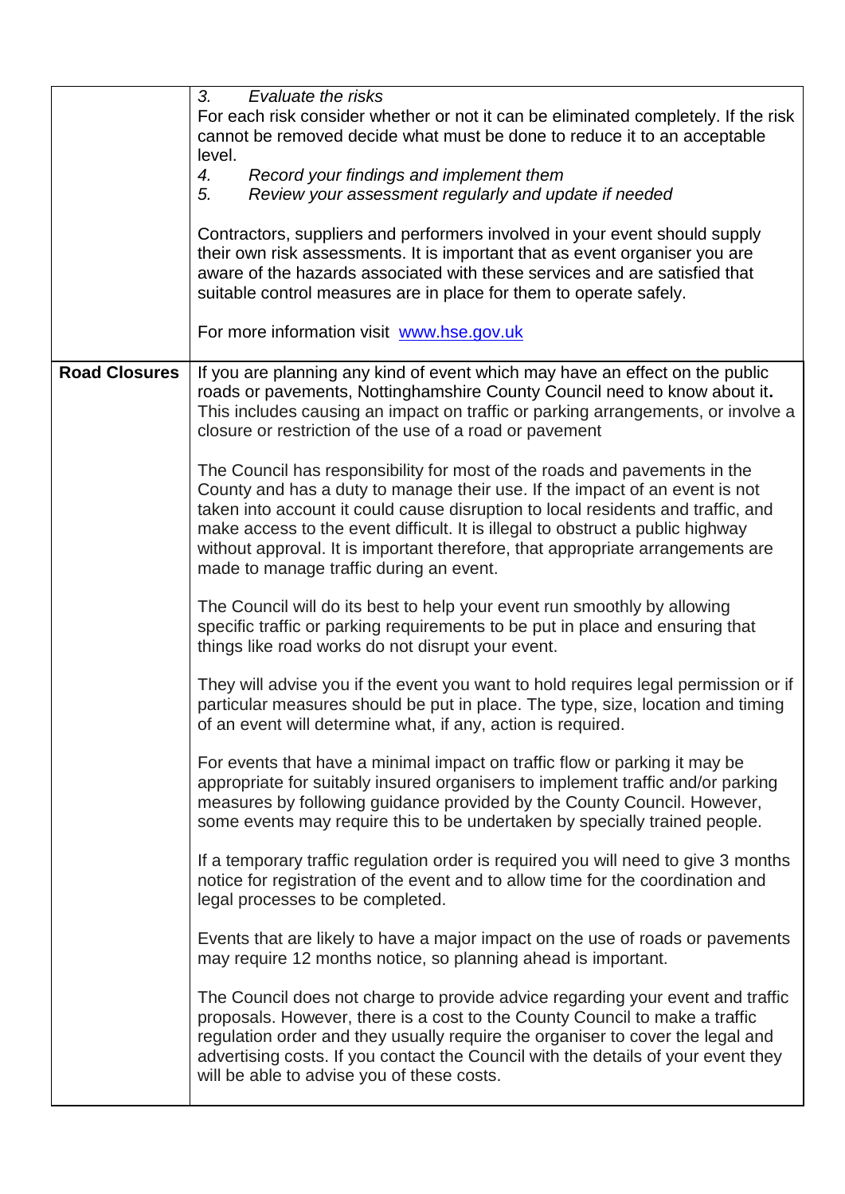| | |
|---|---|
| | *3. Evaluate the risks*<br>For each risk consider whether or not it can be eliminated completely. If the risk cannot be removed decide what must be done to reduce it to an acceptable level.<br>*4. Record your findings and implement them*<br>*5. Review your assessment regularly and update if needed*<br><br>Contractors, suppliers and performers involved in your event should supply their own risk assessments. It is important that as event organiser you are aware of the hazards associated with these services and are satisfied that suitable control measures are in place for them to operate safely.<br><br>For more information visit [www.hse.gov.uk](http://www.hse.gov.uk) |
| **Road Closures** | If you are planning any kind of event which may have an effect on the public roads or pavements, Nottinghamshire County Council need to know about it**.** This includes causing an impact on traffic or parking arrangements, or involve a closure or restriction of the use of a road or pavement<br><br>The Council has responsibility for most of the roads and pavements in the County and has a duty to manage their use. If the impact of an event is not taken into account it could cause disruption to local residents and traffic, and make access to the event difficult. It is illegal to obstruct a public highway without approval. It is important therefore, that appropriate arrangements are made to manage traffic during an event.<br><br>The Council will do its best to help your event run smoothly by allowing specific traffic or parking requirements to be put in place and ensuring that things like road works do not disrupt your event.<br><br>They will advise you if the event you want to hold requires legal permission or if particular measures should be put in place. The type, size, location and timing of an event will determine what, if any, action is required.<br><br>For events that have a minimal impact on traffic flow or parking it may be appropriate for suitably insured organisers to implement traffic and/or parking measures by following guidance provided by the County Council. However, some events may require this to be undertaken by specially trained people.<br><br>If a temporary traffic regulation order is required you will need to give 3 months notice for registration of the event and to allow time for the coordination and legal processes to be completed.<br><br>Events that are likely to have a major impact on the use of roads or pavements may require 12 months notice, so planning ahead is important.<br><br>The Council does not charge to provide advice regarding your event and traffic proposals. However, there is a cost to the County Council to make a traffic regulation order and they usually require the organiser to cover the legal and advertising costs. If you contact the Council with the details of your event they will be able to advise you of these costs. |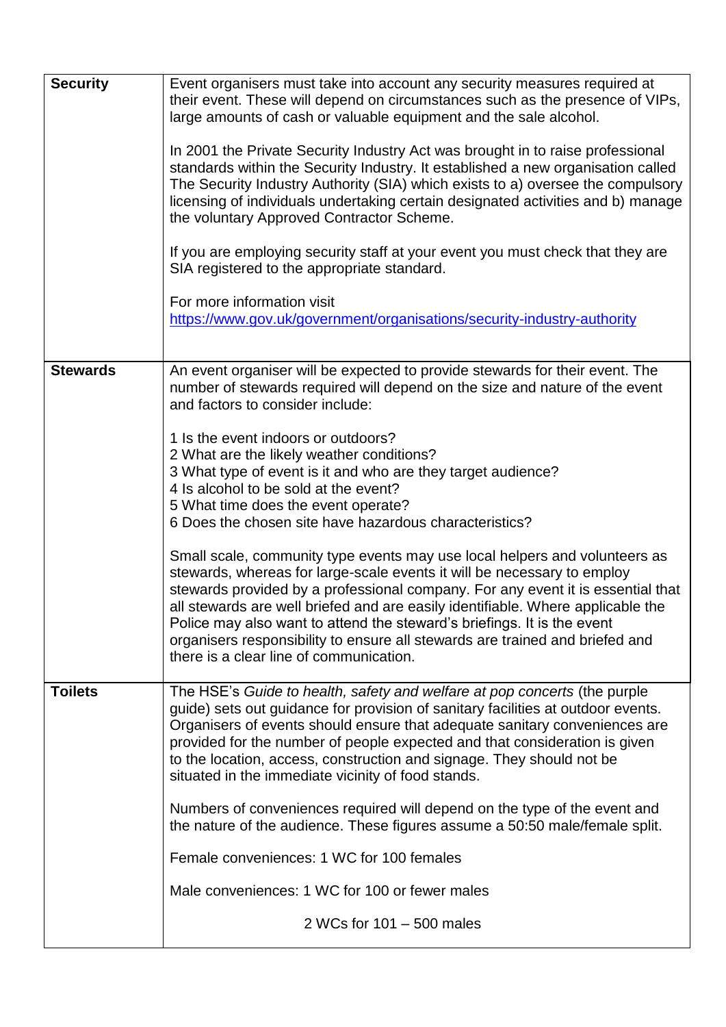| | |
|---|---|
| **Security** | Event organisers must take into account any security measures required at their event. These will depend on circumstances such as the presence of VIPs, large amounts of cash or valuable equipment and the sale alcohol.<br><br>In 2001 the Private Security Industry Act was brought in to raise professional standards within the Security Industry. It established a new organisation called The Security Industry Authority (SIA) which exists to a) oversee the compulsory licensing of individuals undertaking certain designated activities and b) manage the voluntary Approved Contractor Scheme.<br><br>If you are employing security staff at your event you must check that they are SIA registered to the appropriate standard.<br><br>For more information visit [https://www.gov.uk/government/organisations/security-industry-authority](https://www.gov.uk/government/organisations/security-industry-authority) |
| **Stewards** | An event organiser will be expected to provide stewards for their event. The number of stewards required will depend on the size and nature of the event and factors to consider include:<br><br>1 Is the event indoors or outdoors?<br>2 What are the likely weather conditions?<br>3 What type of event is it and who are they target audience?<br>4 Is alcohol to be sold at the event?<br>5 What time does the event operate?<br>6 Does the chosen site have hazardous characteristics?<br><br>Small scale, community type events may use local helpers and volunteers as stewards, whereas for large-scale events it will be necessary to employ stewards provided by a professional company. For any event it is essential that all stewards are well briefed and are easily identifiable. Where applicable the Police may also want to attend the steward's briefings. It is the event organisers responsibility to ensure all stewards are trained and briefed and there is a clear line of communication. |
| **Toilets** | The HSE's *Guide to health, safety and welfare at pop concerts* (the purple guide) sets out guidance for provision of sanitary facilities at outdoor events. Organisers of events should ensure that adequate sanitary conveniences are provided for the number of people expected and that consideration is given to the location, access, construction and signage. They should not be situated in the immediate vicinity of food stands.<br><br>Numbers of conveniences required will depend on the type of the event and the nature of the audience. These figures assume a 50:50 male/female split.<br><br>Female conveniences: 1 WC for 100 females<br><br>Male conveniences: 1 WC for 100 or fewer males<br><br>2 WCs for 101 – 500 males |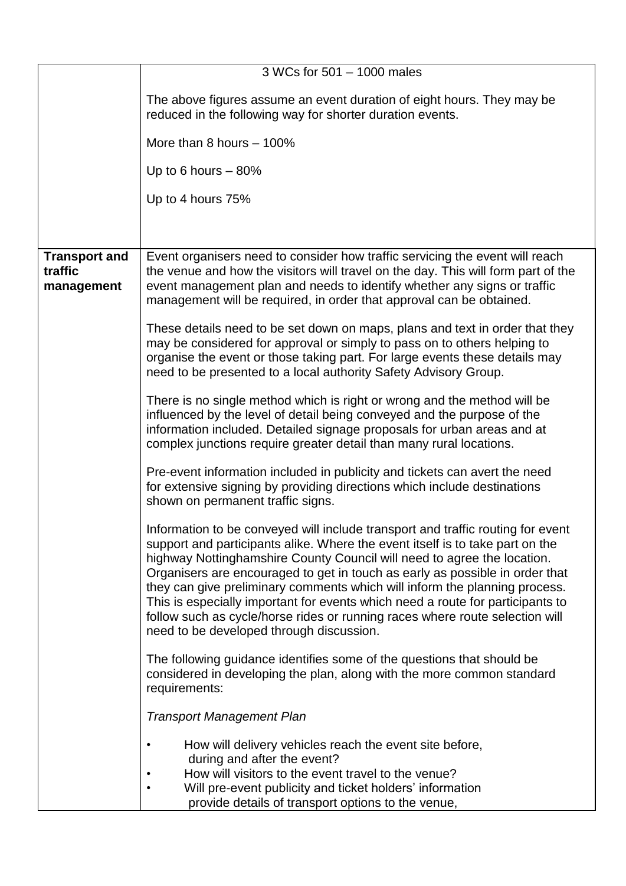| | |
|---|---|
| | 3 WCs for 501 – 1000 males<br><br>The above figures assume an event duration of eight hours. They may be reduced in the following way for shorter duration events.<br><br>More than 8 hours – 100%<br><br>Up to 6 hours – 80%<br><br>Up to 4 hours 75% |
| **Transport and traffic management** | Event organisers need to consider how traffic servicing the event will reach the venue and how the visitors will travel on the day. This will form part of the event management plan and needs to identify whether any signs or traffic management will be required, in order that approval can be obtained.<br><br>These details need to be set down on maps, plans and text in order that they may be considered for approval or simply to pass on to others helping to organise the event or those taking part. For large events these details may need to be presented to a local authority Safety Advisory Group.<br><br>There is no single method which is right or wrong and the method will be influenced by the level of detail being conveyed and the purpose of the information included. Detailed signage proposals for urban areas and at complex junctions require greater detail than many rural locations.<br><br>Pre-event information included in publicity and tickets can avert the need for extensive signing by providing directions which include destinations shown on permanent traffic signs.<br><br>Information to be conveyed will include transport and traffic routing for event support and participants alike. Where the event itself is to take part on the highway Nottinghamshire County Council will need to agree the location. Organisers are encouraged to get in touch as early as possible in order that they can give preliminary comments which will inform the planning process. This is especially important for events which need a route for participants to follow such as cycle/horse rides or running races where route selection will need to be developed through discussion.<br><br>The following guidance identifies some of the questions that should be considered in developing the plan, along with the more common standard requirements:<br><br>*Transport Management Plan*<br><br>• How will delivery vehicles reach the event site before, during and after the event?<br>• How will visitors to the event travel to the venue?<br>• Will pre-event publicity and ticket holders' information provide details of transport options to the venue, |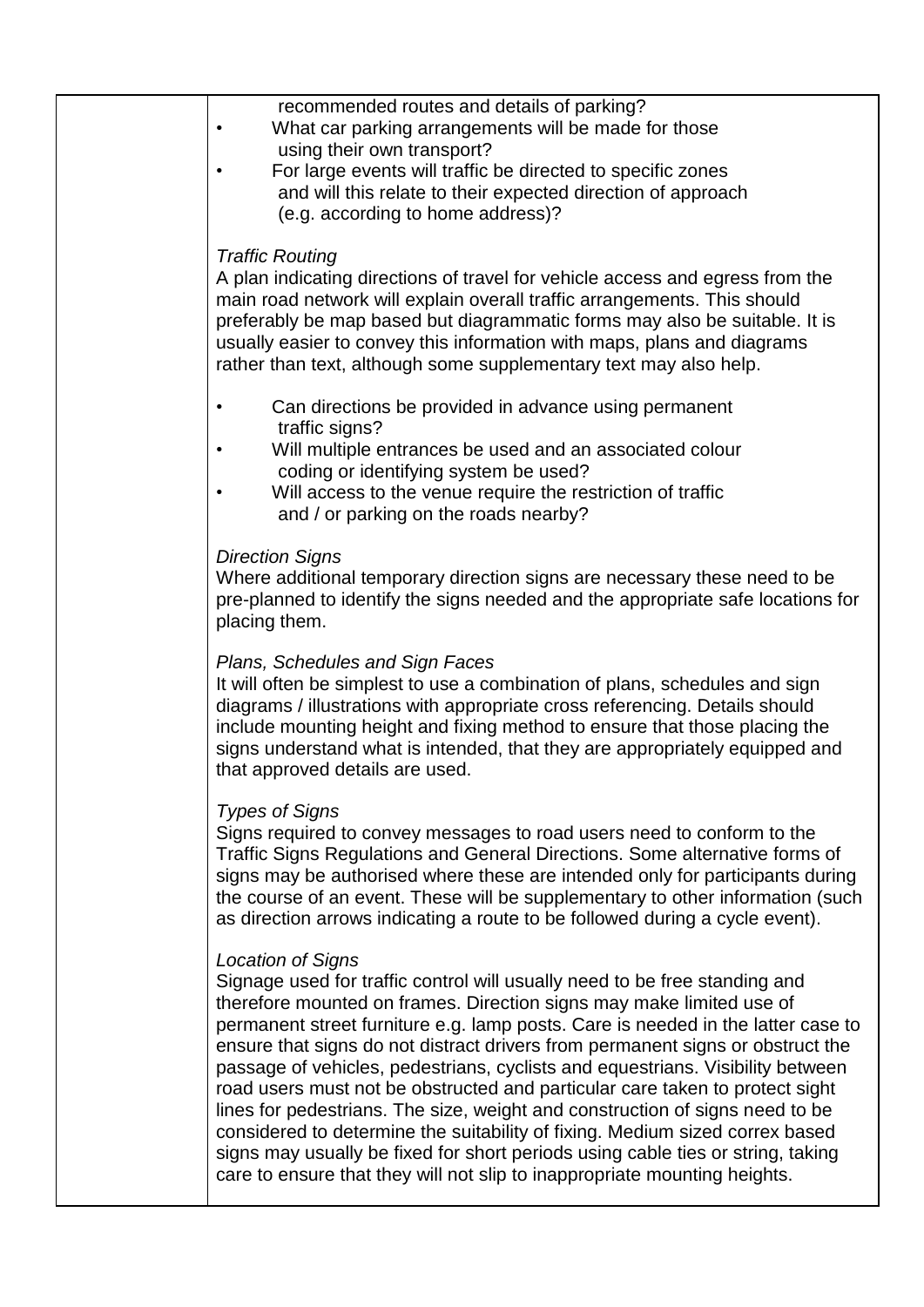| | recommended routes and details of parking?<br>• What car parking arrangements will be made for those using their own transport?<br>• For large events will traffic be directed to specific zones and will this relate to their expected direction of approach (e.g. according to home address)?<br><br>*Traffic Routing*<br>A plan indicating directions of travel for vehicle access and egress from the main road network will explain overall traffic arrangements. This should preferably be map based but diagrammatic forms may also be suitable. It is usually easier to convey this information with maps, plans and diagrams rather than text, although some supplementary text may also help.<br><br>• Can directions be provided in advance using permanent traffic signs?<br>• Will multiple entrances be used and an associated colour coding or identifying system be used?<br>• Will access to the venue require the restriction of traffic and / or parking on the roads nearby?<br><br>*Direction Signs*<br>Where additional temporary direction signs are necessary these need to be pre-planned to identify the signs needed and the appropriate safe locations for placing them.<br><br>*Plans, Schedules and Sign Faces*<br>It will often be simplest to use a combination of plans, schedules and sign diagrams / illustrations with appropriate cross referencing. Details should include mounting height and fixing method to ensure that those placing the signs understand what is intended, that they are appropriately equipped and that approved details are used.<br><br>*Types of Signs*<br>Signs required to convey messages to road users need to conform to the Traffic Signs Regulations and General Directions. Some alternative forms of signs may be authorised where these are intended only for participants during the course of an event. These will be supplementary to other information (such as direction arrows indicating a route to be followed during a cycle event).<br><br>*Location of Signs*<br>Signage used for traffic control will usually need to be free standing and therefore mounted on frames. Direction signs may make limited use of permanent street furniture e.g. lamp posts. Care is needed in the latter case to ensure that signs do not distract drivers from permanent signs or obstruct the passage of vehicles, pedestrians, cyclists and equestrians. Visibility between road users must not be obstructed and particular care taken to protect sight lines for pedestrians. The size, weight and construction of signs need to be considered to determine the suitability of fixing. Medium sized correx based signs may usually be fixed for short periods using cable ties or string, taking care to ensure that they will not slip to inappropriate mounting heights. |
|---|---|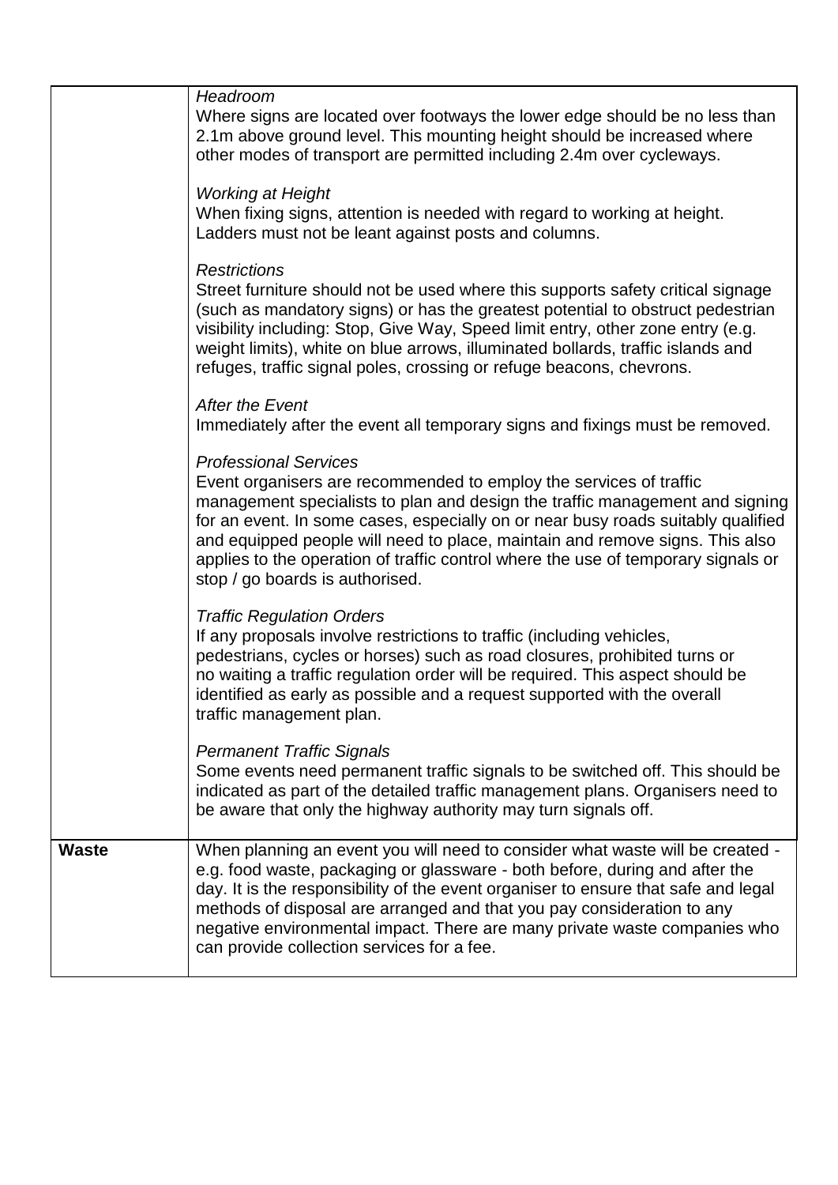| | |
|---|---|
| | *Headroom*<br>Where signs are located over footways the lower edge should be no less than 2.1m above ground level. This mounting height should be increased where other modes of transport are permitted including 2.4m over cycleways.<br><br>*Working at Height*<br>When fixing signs, attention is needed with regard to working at height. Ladders must not be leant against posts and columns.<br><br>*Restrictions*<br>Street furniture should not be used where this supports safety critical signage (such as mandatory signs) or has the greatest potential to obstruct pedestrian visibility including: Stop, Give Way, Speed limit entry, other zone entry (e.g. weight limits), white on blue arrows, illuminated bollards, traffic islands and refuges, traffic signal poles, crossing or refuge beacons, chevrons.<br><br>*After the Event*<br>Immediately after the event all temporary signs and fixings must be removed.<br><br>*Professional Services*<br>Event organisers are recommended to employ the services of traffic management specialists to plan and design the traffic management and signing for an event. In some cases, especially on or near busy roads suitably qualified and equipped people will need to place, maintain and remove signs. This also applies to the operation of traffic control where the use of temporary signals or stop / go boards is authorised.<br><br>*Traffic Regulation Orders*<br>If any proposals involve restrictions to traffic (including vehicles, pedestrians, cycles or horses) such as road closures, prohibited turns or no waiting a traffic regulation order will be required. This aspect should be identified as early as possible and a request supported with the overall traffic management plan.<br><br>*Permanent Traffic Signals*<br>Some events need permanent traffic signals to be switched off. This should be indicated as part of the detailed traffic management plans. Organisers need to be aware that only the highway authority may turn signals off. |
| **Waste** | When planning an event you will need to consider what waste will be created - e.g. food waste, packaging or glassware - both before, during and after the day. It is the responsibility of the event organiser to ensure that safe and legal methods of disposal are arranged and that you pay consideration to any negative environmental impact. There are many private waste companies who can provide collection services for a fee. |